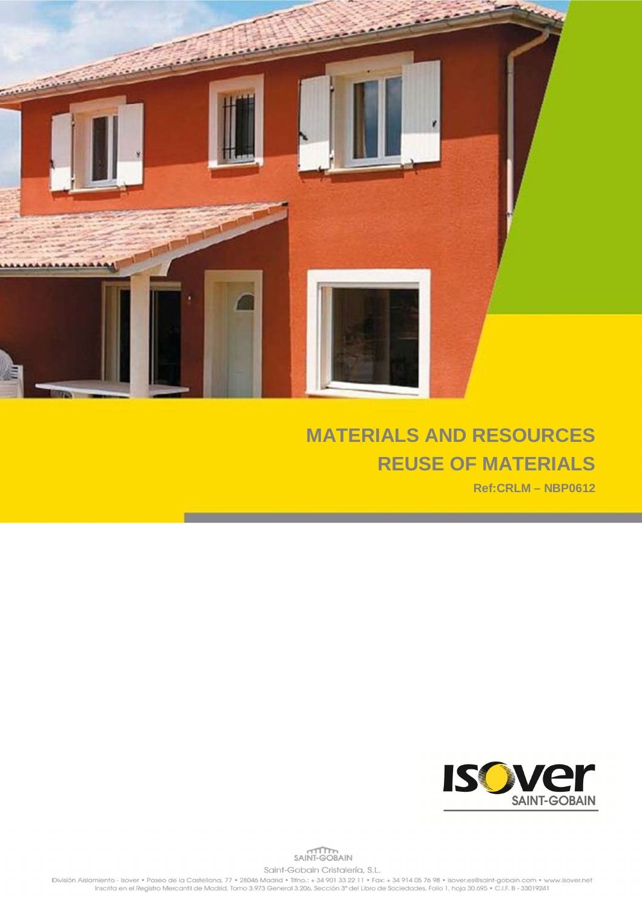# MATERIALS AND RESOURCES

# REUSE OF MATERIALS

**Ref:CRLM – NBP0612**

SAINT-GOBAIN

Saint-Gobain Cristalería, S.L.

División Aislamiento - Isover • Paseo de la Castellana, 77 • 28046 Madrid • Tlfno.: + 34 901 33 22 11 • Fax: + 34 914 05 76 98 • isover.es@saint-gobain.com • www.isover.net
Inscrita en el Registro Mercantil de Madrid, Tomo 3.973 General 3.206, Sección 3ª del Libro de Sociedades, Folio 1, hoja 30.695 • C.I.F. B - 33019241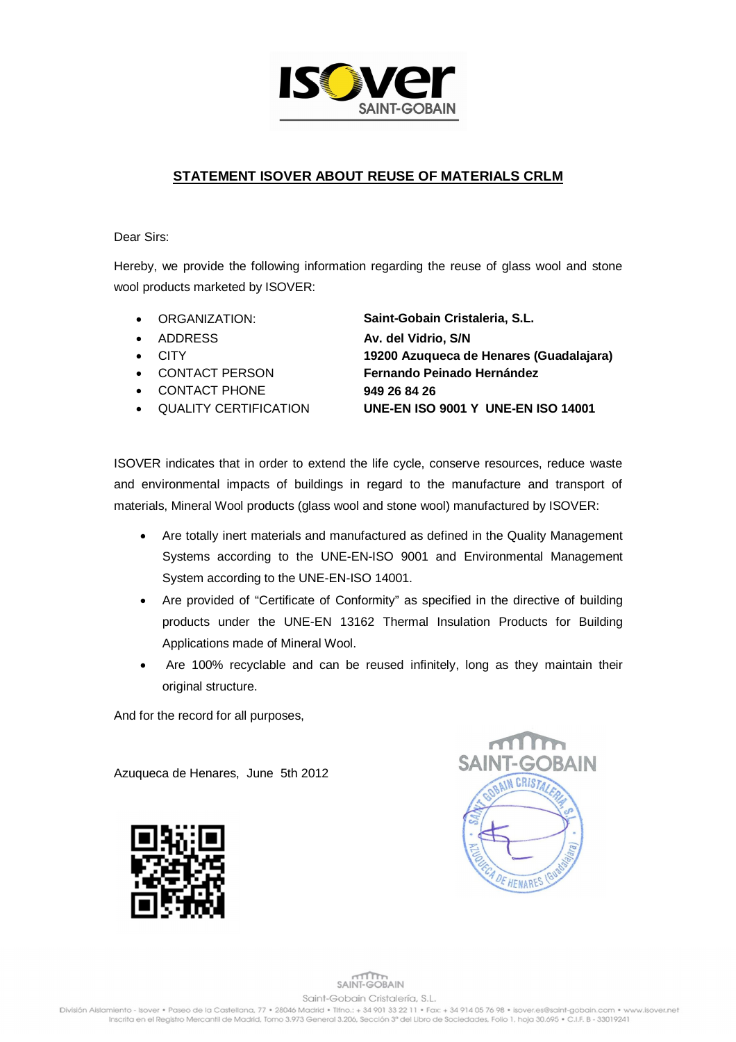## STATEMENT ISOVER ABOUT REUSE OF MATERIALS CRLM

Dear Sirs:

Hereby, we provide the following information regarding the reuse of glass wool and stone wool products marketed by ISOVER:

| | |
|---|---|
| • ORGANIZATION: | **Saint-Gobain Cristaleria, S.L.** |
| • ADDRESS | **Av. del Vidrio, S/N** |
| • CITY | **19200 Azuqueca de Henares (Guadalajara)** |
| • CONTACT PERSON | **Fernando Peinado Hernández** |
| • CONTACT PHONE | **949 26 84 26** |
| • QUALITY CERTIFICATION | **UNE-EN ISO 9001 Y UNE-EN ISO 14001** |

ISOVER indicates that in order to extend the life cycle, conserve resources, reduce waste and environmental impacts of buildings in regard to the manufacture and transport of materials, Mineral Wool products (glass wool and stone wool) manufactured by ISOVER:

- Are totally inert materials and manufactured as defined in the Quality Management Systems according to the UNE-EN-ISO 9001 and Environmental Management System according to the UNE-EN-ISO 14001.
- Are provided of "Certificate of Conformity" as specified in the directive of building products under the UNE-EN 13162 Thermal Insulation Products for Building Applications made of Mineral Wool.
- Are 100% recyclable and can be reused infinitely, long as they maintain their original structure.

And for the record for all purposes,

Azuqueca de Henares, June 5th 2012

SAINT-GOBAIN

SAINT GOBAIN CRISTALERIA, S.L. AZUQUECA DE HENARES (Guadalajara)